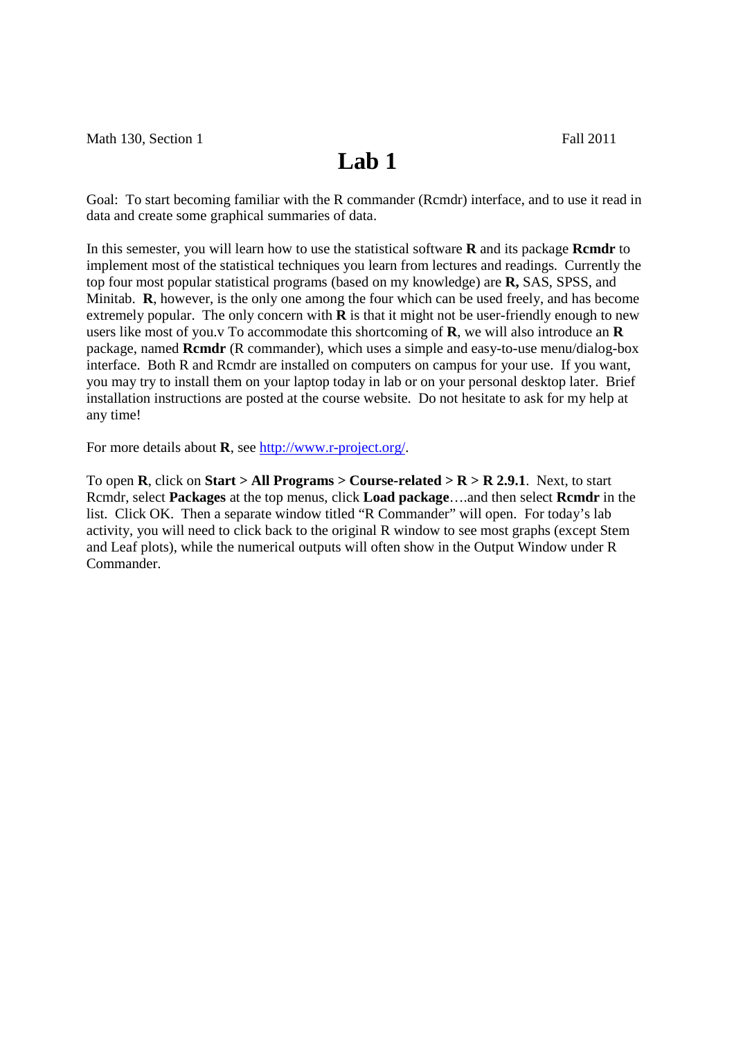Math 130, Section 1 Fall 2011

# Lab 1

Goal: To start becoming familiar with the R commander (Rcmdr) interface, and to use it read in data and create some graphical summaries of data.

In this semester, you will learn how to use the statistical software **R** and its package **Rcmdr** to implement most of the statistical techniques you learn from lectures and readings. Currently the top four most popular statistical programs (based on my knowledge) are **R,** SAS, SPSS, and Minitab. **R**, however, is the only one among the four which can be used freely, and has become extremely popular. The only concern with **R** is that it might not be user-friendly enough to new users like most of you.v To accommodate this shortcoming of **R**, we will also introduce an **R** package, named **Rcmdr** (R commander), which uses a simple and easy-to-use menu/dialog-box interface. Both R and Rcmdr are installed on computers on campus for your use. If you want, you may try to install them on your laptop today in lab or on your personal desktop later. Brief installation instructions are posted at the course website. Do not hesitate to ask for my help at any time!

For more details about **R**, see http://www.r-project.org/.

To open **R**, click on **Start > All Programs > Course-related > R > R 2.9.1**. Next, to start Rcmdr, select **Packages** at the top menus, click **Load package**….and then select **Rcmdr** in the list. Click OK. Then a separate window titled "R Commander" will open. For today's lab activity, you will need to click back to the original R window to see most graphs (except Stem and Leaf plots), while the numerical outputs will often show in the Output Window under R Commander.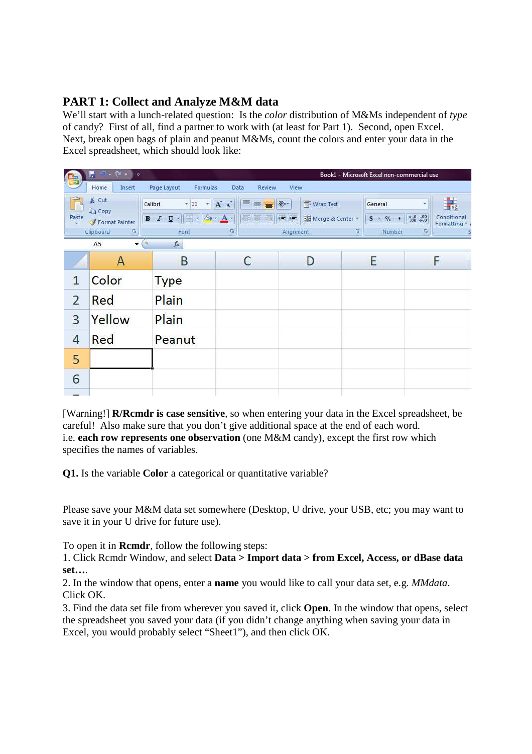## PART 1: Collect and Analyze M&M data

We'll start with a lunch-related question: Is the *color* distribution of M&Ms independent of *type* of candy? First of all, find a partner to work with (at least for Part 1). Second, open Excel. Next, break open bags of plain and peanut M&Ms, count the colors and enter your data in the Excel spreadsheet, which should look like:

| | A | B | C | D | E | F |
|---|---|---|---|---|---|---|
| 1 | Color | Type | | | | |
| 2 | Red | Plain | | | | |
| 3 | Yellow | Plain | | | | |
| 4 | Red | Peanut | | | | |
| 5 | | | | | | |
| 6 | | | | | | |

[Warning!] **R/Rcmdr is case sensitive**, so when entering your data in the Excel spreadsheet, be careful! Also make sure that you don't give additional space at the end of each word. i.e. **each row represents one observation** (one M&M candy), except the first row which specifies the names of variables.

**Q1.** Is the variable **Color** a categorical or quantitative variable?

Please save your M&M data set somewhere (Desktop, U drive, your USB, etc; you may want to save it in your U drive for future use).

To open it in **Rcmdr**, follow the following steps:

1. Click Rcmdr Window, and select **Data > Import data > from Excel, Access, or dBase data set….**
2. In the window that opens, enter a **name** you would like to call your data set, e.g. *MMdata*. Click OK.
3. Find the data set file from wherever you saved it, click **Open**. In the window that opens, select the spreadsheet you saved your data (if you didn't change anything when saving your data in Excel, you would probably select "Sheet1"), and then click OK.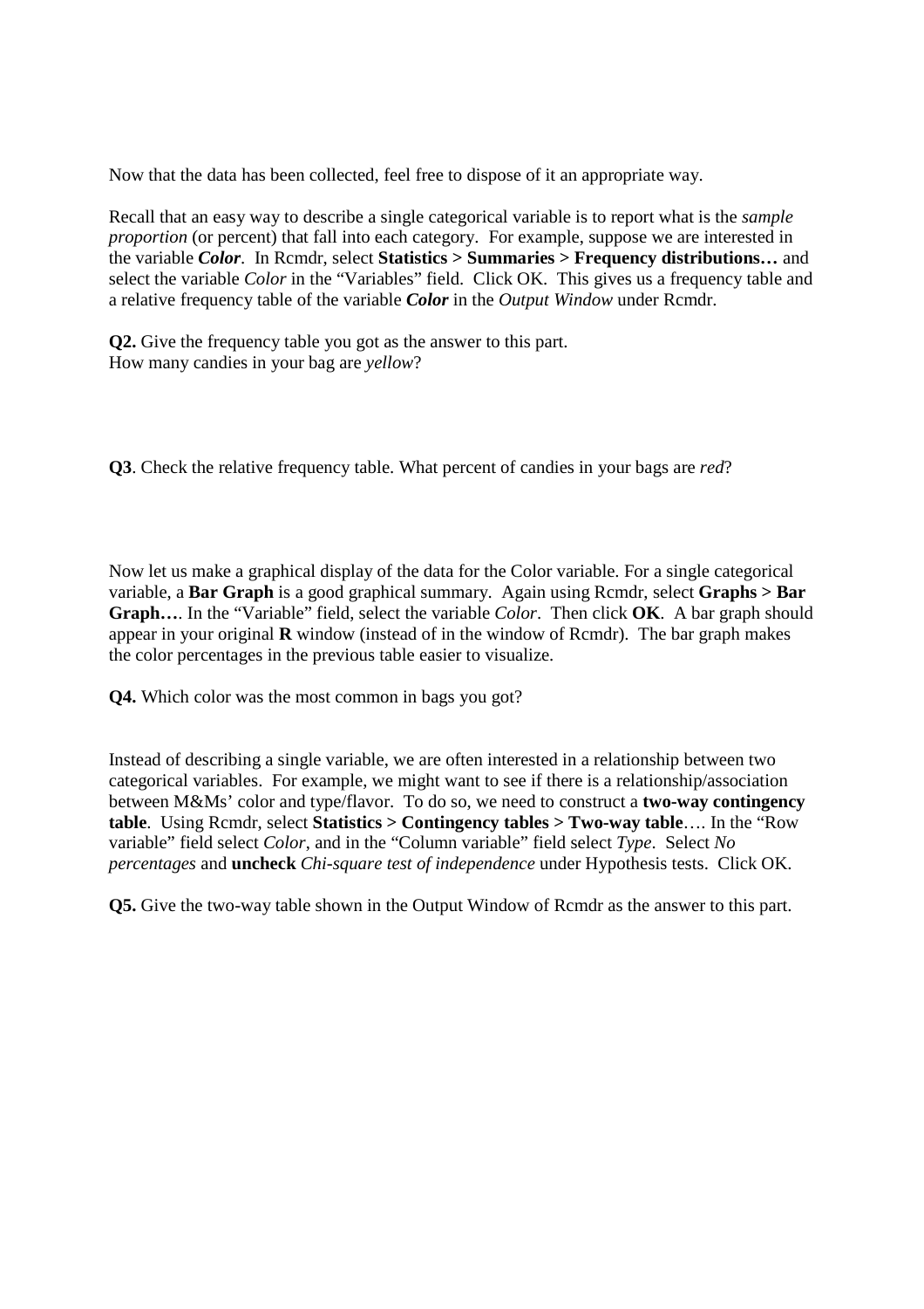Now that the data has been collected, feel free to dispose of it an appropriate way.

Recall that an easy way to describe a single categorical variable is to report what is the *sample proportion* (or percent) that fall into each category. For example, suppose we are interested in the variable ***Color***. In Rcmdr, select **Statistics > Summaries > Frequency distributions…** and select the variable *Color* in the "Variables" field. Click OK. This gives us a frequency table and a relative frequency table of the variable ***Color*** in the *Output Window* under Rcmdr.

**Q2.** Give the frequency table you got as the answer to this part.
How many candies in your bag are *yellow*?

**Q3**. Check the relative frequency table. What percent of candies in your bags are *red*?

Now let us make a graphical display of the data for the Color variable. For a single categorical variable, a **Bar Graph** is a good graphical summary. Again using Rcmdr, select **Graphs > Bar Graph…**. In the "Variable" field, select the variable *Color*. Then click **OK**. A bar graph should appear in your original **R** window (instead of in the window of Rcmdr). The bar graph makes the color percentages in the previous table easier to visualize.

**Q4.** Which color was the most common in bags you got?

Instead of describing a single variable, we are often interested in a relationship between two categorical variables. For example, we might want to see if there is a relationship/association between M&Ms' color and type/flavor. To do so, we need to construct a **two-way contingency table**. Using Rcmdr, select **Statistics > Contingency tables > Two-way table**…. In the "Row variable" field select *Color*, and in the "Column variable" field select *Type*. Select *No percentages* and **uncheck** *Chi-square test of independence* under Hypothesis tests. Click OK.

**Q5.** Give the two-way table shown in the Output Window of Rcmdr as the answer to this part.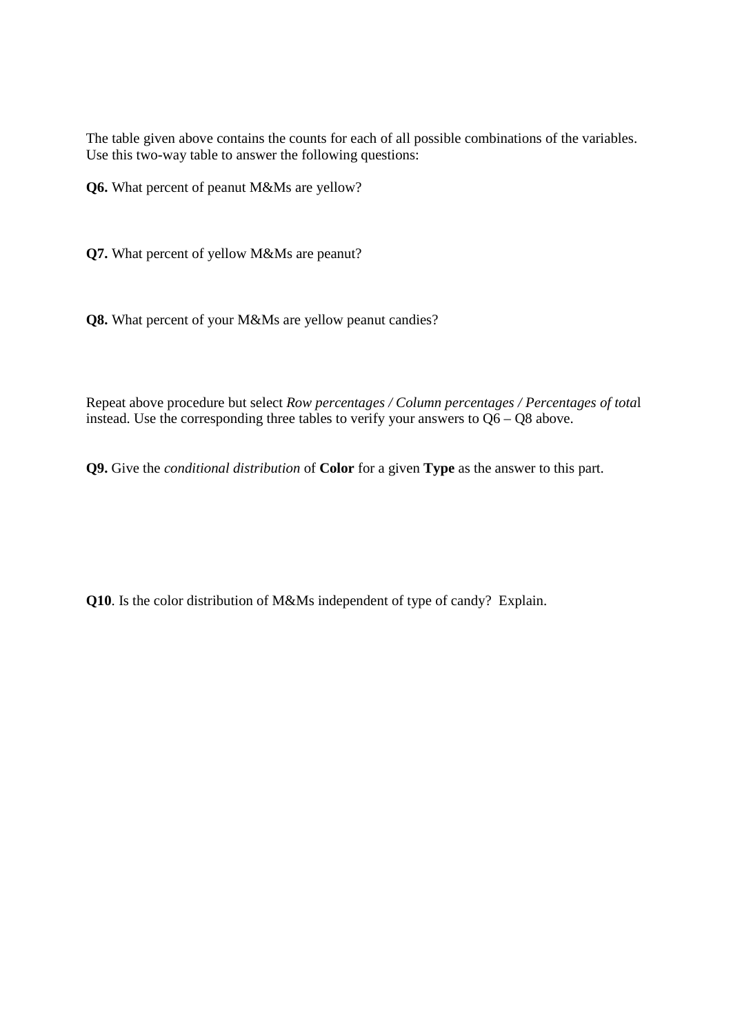The table given above contains the counts for each of all possible combinations of the variables. Use this two-way table to answer the following questions:

**Q6.** What percent of peanut M&Ms are yellow?

**Q7.** What percent of yellow M&Ms are peanut?

**Q8.** What percent of your M&Ms are yellow peanut candies?

Repeat above procedure but select *Row percentages / Column percentages / Percentages of tota*l instead. Use the corresponding three tables to verify your answers to Q6 – Q8 above.

**Q9.** Give the *conditional distribution* of **Color** for a given **Type** as the answer to this part.

**Q10**. Is the color distribution of M&Ms independent of type of candy? Explain.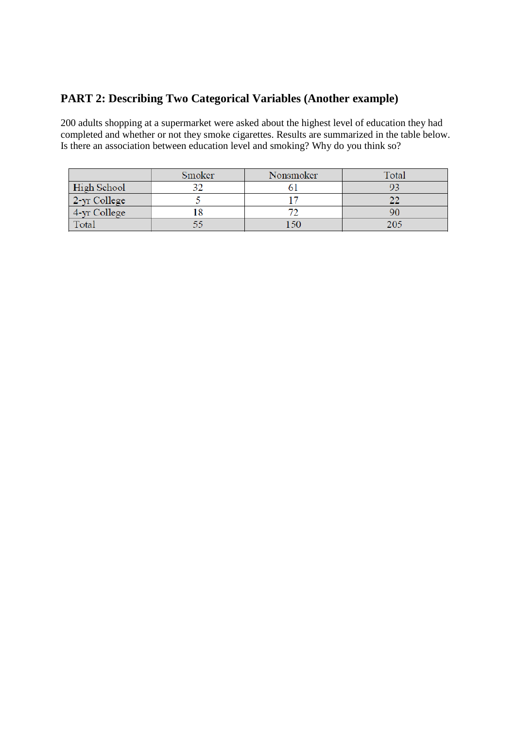## PART 2: Describing Two Categorical Variables (Another example)

200 adults shopping at a supermarket were asked about the highest level of education they had completed and whether or not they smoke cigarettes. Results are summarized in the table below. Is there an association between education level and smoking? Why do you think so?

| | Smoker | Nonsmoker | Total |
|---|---|---|---|
| High School | 32 | 61 | 93 |
| 2-yr College | 5 | 17 | 22 |
| 4-yr College | 18 | 72 | 90 |
| Total | 55 | 150 | 205 |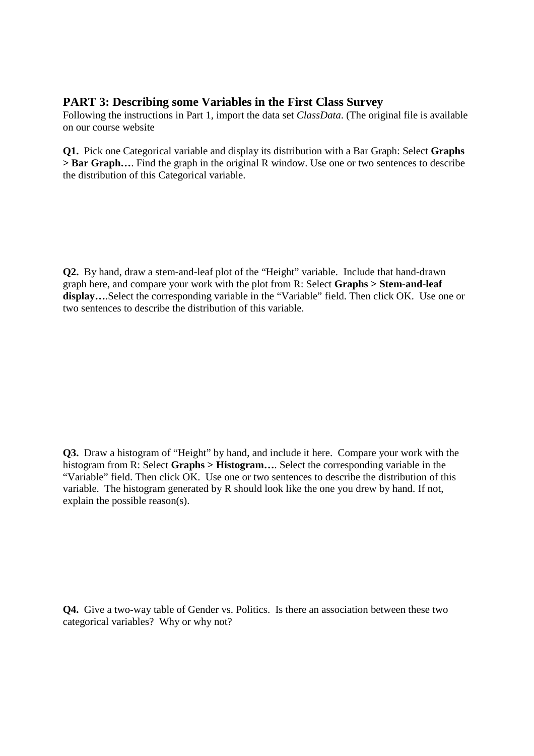## PART 3: Describing some Variables in the First Class Survey

Following the instructions in Part 1, import the data set *ClassData*. (The original file is available on our course website

**Q1.** Pick one Categorical variable and display its distribution with a Bar Graph: Select **Graphs > Bar Graph…**. Find the graph in the original R window. Use one or two sentences to describe the distribution of this Categorical variable.

**Q2.** By hand, draw a stem-and-leaf plot of the "Height" variable. Include that hand-drawn graph here, and compare your work with the plot from R: Select **Graphs > Stem-and-leaf display…**.Select the corresponding variable in the "Variable" field. Then click OK. Use one or two sentences to describe the distribution of this variable.

**Q3.** Draw a histogram of "Height" by hand, and include it here. Compare your work with the histogram from R: Select **Graphs > Histogram…**. Select the corresponding variable in the "Variable" field. Then click OK. Use one or two sentences to describe the distribution of this variable. The histogram generated by R should look like the one you drew by hand. If not, explain the possible reason(s).

**Q4.** Give a two-way table of Gender vs. Politics. Is there an association between these two categorical variables? Why or why not?